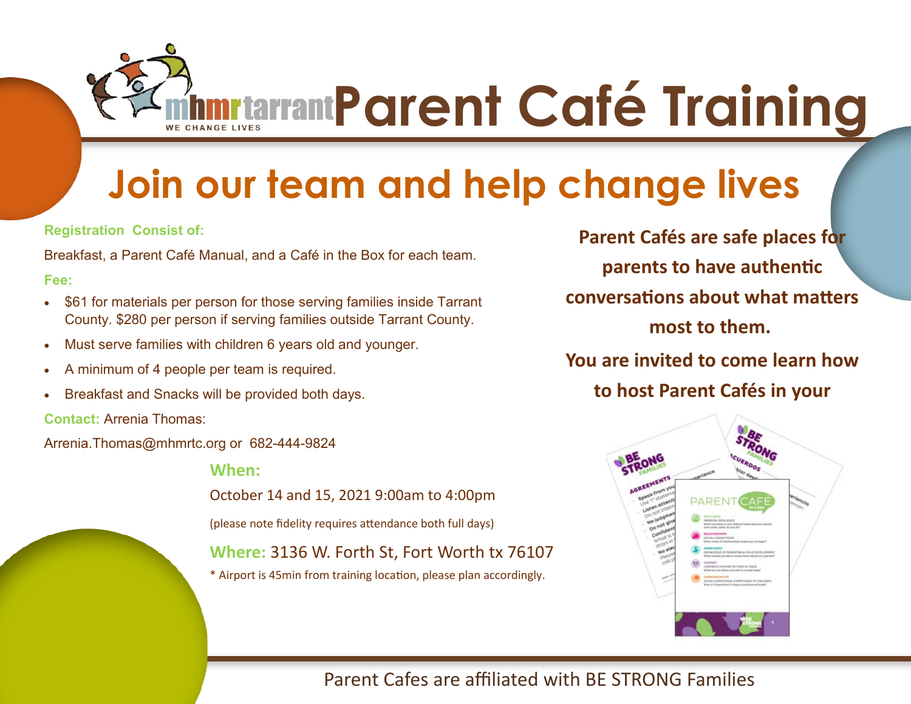mhmrtarrant
WE CHANGE LIVES

# Parent Café Training

## Join our team and help change lives

**Registration Consist of:**

Breakfast, a Parent Café Manual, and a Café in the Box for each team.

**Fee:**

- $61 for materials per person for those serving families inside Tarrant County. $280 per person if serving families outside Tarrant County.
- Must serve families with children 6 years old and younger.
- A minimum of 4 people per team is required.
- Breakfast and Snacks will be provided both days.

**Contact:** Arrenia Thomas:

Arrenia.Thomas@mhmrtc.org or 682-444-9824

**When:**

October 14 and 15, 2021 9:00am to 4:00pm

(please note fidelity requires attendance both full days)

**Where:** 3136 W. Forth St, Fort Worth tx 76107

* Airport is 45min from training location, please plan accordingly.

**Parent Cafés are safe places for parents to have authentic conversations about what matters most to them.**

**You are invited to come learn how to host Parent Cafés in your**

Parent Cafes are affiliated with BE STRONG Families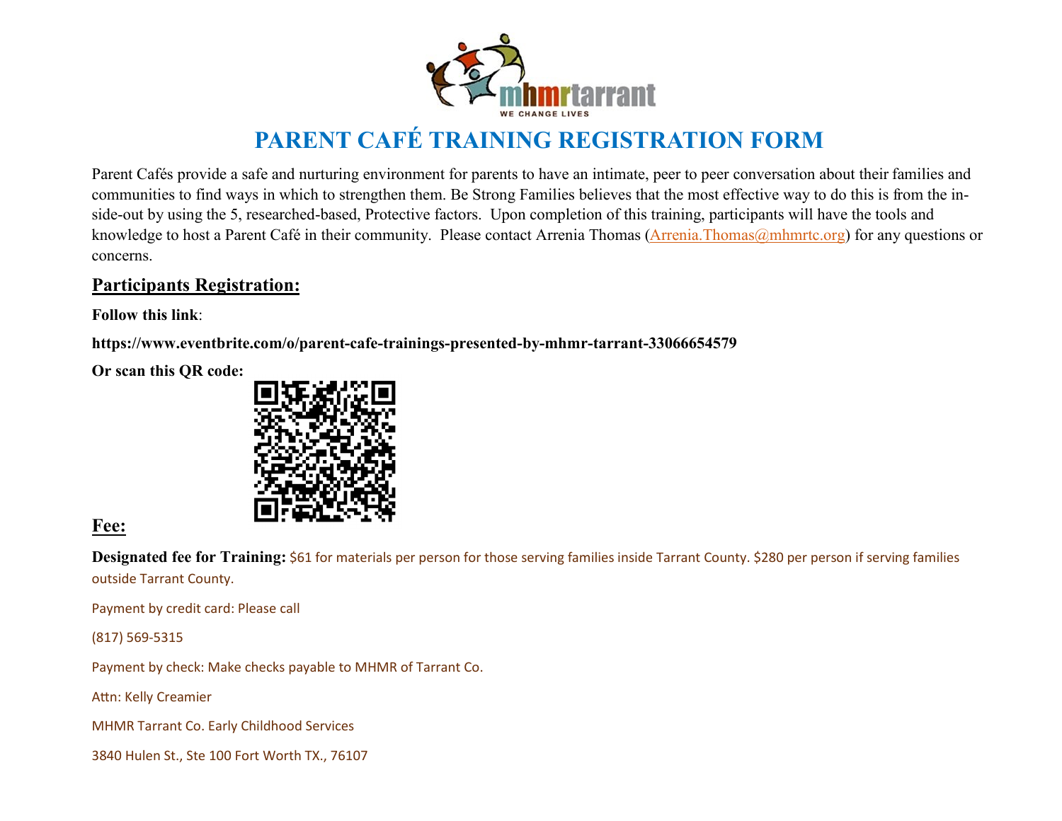# PARENT CAFÉ TRAINING REGISTRATION FORM

Parent Cafés provide a safe and nurturing environment for parents to have an intimate, peer to peer conversation about their families and communities to find ways in which to strengthen them. Be Strong Families believes that the most effective way to do this is from the inside-out by using the 5, researched-based, Protective factors. Upon completion of this training, participants will have the tools and knowledge to host a Parent Café in their community. Please contact Arrenia Thomas (Arrenia.Thomas@mhmrtc.org) for any questions or concerns.

## Participants Registration:

**Follow this link**:

**https://www.eventbrite.com/o/parent-cafe-trainings-presented-by-mhmr-tarrant-33066654579**

**Or scan this QR code:**

## Fee:

**Designated fee for Training:** $61 for materials per person for those serving families inside Tarrant County. $280 per person if serving families outside Tarrant County.

Payment by credit card: Please call

(817) 569-5315

Payment by check: Make checks payable to MHMR of Tarrant Co.

Attn: Kelly Creamier

MHMR Tarrant Co. Early Childhood Services

3840 Hulen St., Ste 100 Fort Worth TX., 76107